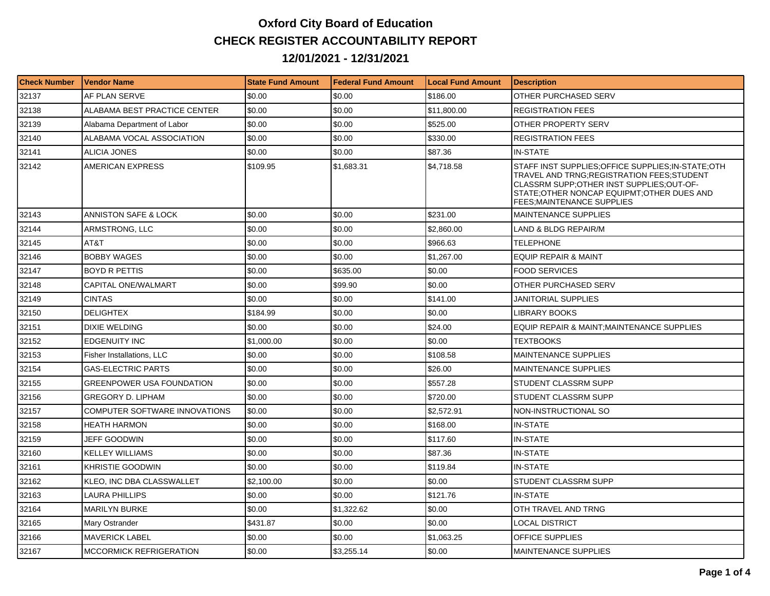# Oxford City Board of Education
## CHECK REGISTER ACCOUNTABILITY REPORT
### 12/01/2021 - 12/31/2021

| Check Number | Vendor Name | State Fund Amount | Federal Fund Amount | Local Fund Amount | Description |
|---|---|---|---|---|---|
| 32137 | AF PLAN SERVE | $0.00 | $0.00 | $186.00 | OTHER PURCHASED SERV |
| 32138 | ALABAMA BEST PRACTICE CENTER | $0.00 | $0.00 | $11,800.00 | REGISTRATION FEES |
| 32139 | Alabama Department of Labor | $0.00 | $0.00 | $525.00 | OTHER PROPERTY SERV |
| 32140 | ALABAMA VOCAL ASSOCIATION | $0.00 | $0.00 | $330.00 | REGISTRATION FEES |
| 32141 | ALICIA JONES | $0.00 | $0.00 | $87.36 | IN-STATE |
| 32142 | AMERICAN EXPRESS | $109.95 | $1,683.31 | $4,718.58 | STAFF INST SUPPLIES;OFFICE SUPPLIES;IN-STATE;OTH TRAVEL AND TRNG;REGISTRATION FEES;STUDENT CLASSRM SUPP;OTHER INST SUPPLIES;OUT-OF-STATE;OTHER NONCAP EQUIPMT;OTHER DUES AND FEES;MAINTENANCE SUPPLIES |
| 32143 | ANNISTON SAFE & LOCK | $0.00 | $0.00 | $231.00 | MAINTENANCE SUPPLIES |
| 32144 | ARMSTRONG, LLC | $0.00 | $0.00 | $2,860.00 | LAND & BLDG REPAIR/M |
| 32145 | AT&T | $0.00 | $0.00 | $966.63 | TELEPHONE |
| 32146 | BOBBY WAGES | $0.00 | $0.00 | $1,267.00 | EQUIP REPAIR & MAINT |
| 32147 | BOYD R PETTIS | $0.00 | $635.00 | $0.00 | FOOD SERVICES |
| 32148 | CAPITAL ONE/WALMART | $0.00 | $99.90 | $0.00 | OTHER PURCHASED SERV |
| 32149 | CINTAS | $0.00 | $0.00 | $141.00 | JANITORIAL SUPPLIES |
| 32150 | DELIGHTEX | $184.99 | $0.00 | $0.00 | LIBRARY BOOKS |
| 32151 | DIXIE WELDING | $0.00 | $0.00 | $24.00 | EQUIP REPAIR & MAINT;MAINTENANCE SUPPLIES |
| 32152 | EDGENUITY INC | $1,000.00 | $0.00 | $0.00 | TEXTBOOKS |
| 32153 | Fisher Installations, LLC | $0.00 | $0.00 | $108.58 | MAINTENANCE SUPPLIES |
| 32154 | GAS-ELECTRIC PARTS | $0.00 | $0.00 | $26.00 | MAINTENANCE SUPPLIES |
| 32155 | GREENPOWER USA FOUNDATION | $0.00 | $0.00 | $557.28 | STUDENT CLASSRM SUPP |
| 32156 | GREGORY D. LIPHAM | $0.00 | $0.00 | $720.00 | STUDENT CLASSRM SUPP |
| 32157 | COMPUTER SOFTWARE INNOVATIONS | $0.00 | $0.00 | $2,572.91 | NON-INSTRUCTIONAL SO |
| 32158 | HEATH HARMON | $0.00 | $0.00 | $168.00 | IN-STATE |
| 32159 | JEFF GOODWIN | $0.00 | $0.00 | $117.60 | IN-STATE |
| 32160 | KELLEY WILLIAMS | $0.00 | $0.00 | $87.36 | IN-STATE |
| 32161 | KHRISTIE GOODWIN | $0.00 | $0.00 | $119.84 | IN-STATE |
| 32162 | KLEO, INC DBA CLASSWALLET | $2,100.00 | $0.00 | $0.00 | STUDENT CLASSRM SUPP |
| 32163 | LAURA PHILLIPS | $0.00 | $0.00 | $121.76 | IN-STATE |
| 32164 | MARILYN BURKE | $0.00 | $1,322.62 | $0.00 | OTH TRAVEL AND TRNG |
| 32165 | Mary Ostrander | $431.87 | $0.00 | $0.00 | LOCAL DISTRICT |
| 32166 | MAVERICK LABEL | $0.00 | $0.00 | $1,063.25 | OFFICE SUPPLIES |
| 32167 | MCCORMICK REFRIGERATION | $0.00 | $3,255.14 | $0.00 | MAINTENANCE SUPPLIES |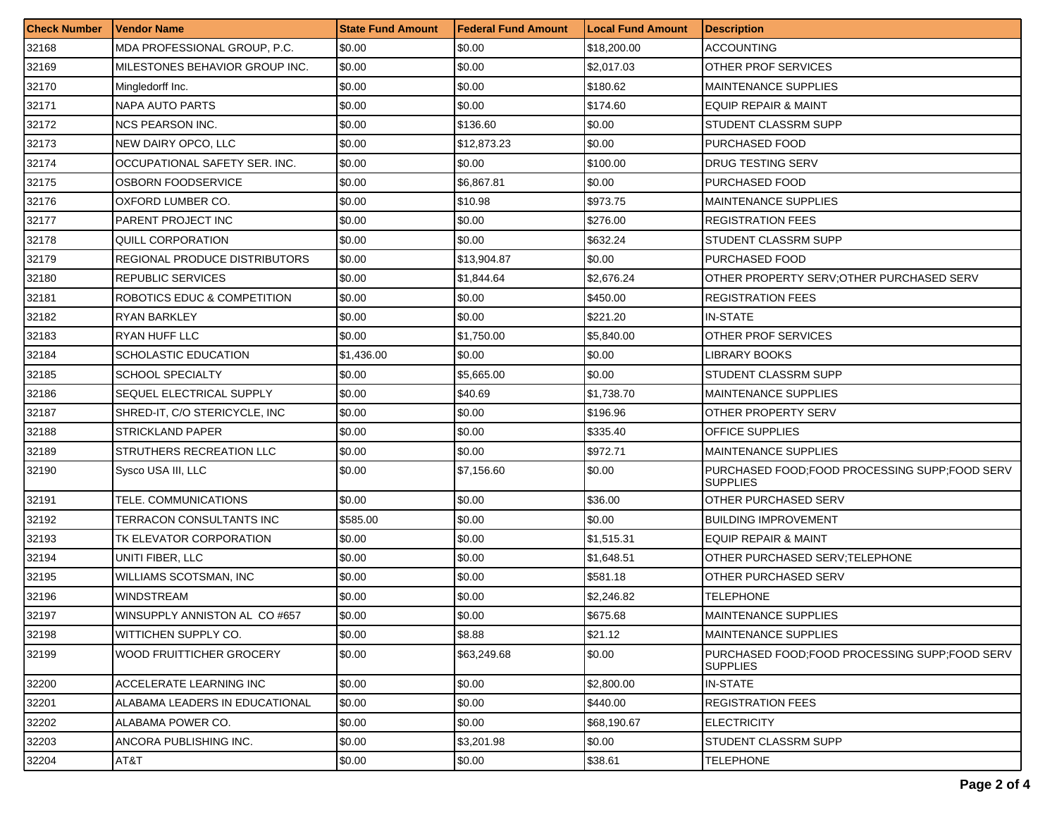| Check Number | Vendor Name | State Fund Amount | Federal Fund Amount | Local Fund Amount | Description |
|---|---|---|---|---|---|
| 32168 | MDA PROFESSIONAL GROUP, P.C. | $0.00 | $0.00 | $18,200.00 | ACCOUNTING |
| 32169 | MILESTONES BEHAVIOR GROUP INC. | $0.00 | $0.00 | $2,017.03 | OTHER PROF SERVICES |
| 32170 | Mingledorff Inc. | $0.00 | $0.00 | $180.62 | MAINTENANCE SUPPLIES |
| 32171 | NAPA AUTO PARTS | $0.00 | $0.00 | $174.60 | EQUIP REPAIR & MAINT |
| 32172 | NCS PEARSON INC. | $0.00 | $136.60 | $0.00 | STUDENT CLASSRM SUPP |
| 32173 | NEW DAIRY OPCO, LLC | $0.00 | $12,873.23 | $0.00 | PURCHASED FOOD |
| 32174 | OCCUPATIONAL SAFETY SER. INC. | $0.00 | $0.00 | $100.00 | DRUG TESTING SERV |
| 32175 | OSBORN FOODSERVICE | $0.00 | $6,867.81 | $0.00 | PURCHASED FOOD |
| 32176 | OXFORD LUMBER CO. | $0.00 | $10.98 | $973.75 | MAINTENANCE SUPPLIES |
| 32177 | PARENT PROJECT INC | $0.00 | $0.00 | $276.00 | REGISTRATION FEES |
| 32178 | QUILL CORPORATION | $0.00 | $0.00 | $632.24 | STUDENT CLASSRM SUPP |
| 32179 | REGIONAL PRODUCE DISTRIBUTORS | $0.00 | $13,904.87 | $0.00 | PURCHASED FOOD |
| 32180 | REPUBLIC SERVICES | $0.00 | $1,844.64 | $2,676.24 | OTHER PROPERTY SERV;OTHER PURCHASED SERV |
| 32181 | ROBOTICS EDUC & COMPETITION | $0.00 | $0.00 | $450.00 | REGISTRATION FEES |
| 32182 | RYAN BARKLEY | $0.00 | $0.00 | $221.20 | IN-STATE |
| 32183 | RYAN HUFF LLC | $0.00 | $1,750.00 | $5,840.00 | OTHER PROF SERVICES |
| 32184 | SCHOLASTIC EDUCATION | $1,436.00 | $0.00 | $0.00 | LIBRARY BOOKS |
| 32185 | SCHOOL SPECIALTY | $0.00 | $5,665.00 | $0.00 | STUDENT CLASSRM SUPP |
| 32186 | SEQUEL ELECTRICAL SUPPLY | $0.00 | $40.69 | $1,738.70 | MAINTENANCE SUPPLIES |
| 32187 | SHRED-IT, C/O STERICYCLE, INC | $0.00 | $0.00 | $196.96 | OTHER PROPERTY SERV |
| 32188 | STRICKLAND PAPER | $0.00 | $0.00 | $335.40 | OFFICE SUPPLIES |
| 32189 | STRUTHERS RECREATION LLC | $0.00 | $0.00 | $972.71 | MAINTENANCE SUPPLIES |
| 32190 | Sysco USA III, LLC | $0.00 | $7,156.60 | $0.00 | PURCHASED FOOD;FOOD PROCESSING SUPP;FOOD SERV SUPPLIES |
| 32191 | TELE. COMMUNICATIONS | $0.00 | $0.00 | $36.00 | OTHER PURCHASED SERV |
| 32192 | TERRACON CONSULTANTS INC | $585.00 | $0.00 | $0.00 | BUILDING IMPROVEMENT |
| 32193 | TK ELEVATOR CORPORATION | $0.00 | $0.00 | $1,515.31 | EQUIP REPAIR & MAINT |
| 32194 | UNITI FIBER, LLC | $0.00 | $0.00 | $1,648.51 | OTHER PURCHASED SERV;TELEPHONE |
| 32195 | WILLIAMS SCOTSMAN, INC | $0.00 | $0.00 | $581.18 | OTHER PURCHASED SERV |
| 32196 | WINDSTREAM | $0.00 | $0.00 | $2,246.82 | TELEPHONE |
| 32197 | WINSUPPLY ANNISTON AL CO #657 | $0.00 | $0.00 | $675.68 | MAINTENANCE SUPPLIES |
| 32198 | WITTICHEN SUPPLY CO. | $0.00 | $8.88 | $21.12 | MAINTENANCE SUPPLIES |
| 32199 | WOOD FRUITTICHER GROCERY | $0.00 | $63,249.68 | $0.00 | PURCHASED FOOD;FOOD PROCESSING SUPP;FOOD SERV SUPPLIES |
| 32200 | ACCELERATE LEARNING INC | $0.00 | $0.00 | $2,800.00 | IN-STATE |
| 32201 | ALABAMA LEADERS IN EDUCATIONAL | $0.00 | $0.00 | $440.00 | REGISTRATION FEES |
| 32202 | ALABAMA POWER CO. | $0.00 | $0.00 | $68,190.67 | ELECTRICITY |
| 32203 | ANCORA PUBLISHING INC. | $0.00 | $3,201.98 | $0.00 | STUDENT CLASSRM SUPP |
| 32204 | AT&T | $0.00 | $0.00 | $38.61 | TELEPHONE |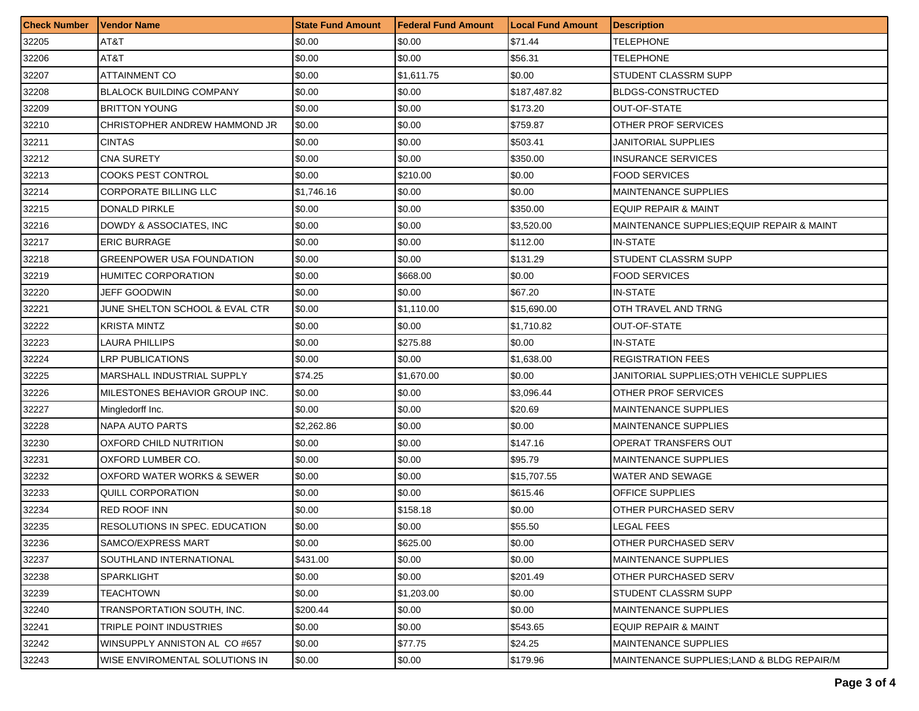| Check Number | Vendor Name | State Fund Amount | Federal Fund Amount | Local Fund Amount | Description |
|---|---|---|---|---|---|
| 32205 | AT&T | $0.00 | $0.00 | $71.44 | TELEPHONE |
| 32206 | AT&T | $0.00 | $0.00 | $56.31 | TELEPHONE |
| 32207 | ATTAINMENT CO | $0.00 | $1,611.75 | $0.00 | STUDENT CLASSRM SUPP |
| 32208 | BLALOCK BUILDING COMPANY | $0.00 | $0.00 | $187,487.82 | BLDGS-CONSTRUCTED |
| 32209 | BRITTON YOUNG | $0.00 | $0.00 | $173.20 | OUT-OF-STATE |
| 32210 | CHRISTOPHER ANDREW HAMMOND JR | $0.00 | $0.00 | $759.87 | OTHER PROF SERVICES |
| 32211 | CINTAS | $0.00 | $0.00 | $503.41 | JANITORIAL SUPPLIES |
| 32212 | CNA SURETY | $0.00 | $0.00 | $350.00 | INSURANCE SERVICES |
| 32213 | COOKS PEST CONTROL | $0.00 | $210.00 | $0.00 | FOOD SERVICES |
| 32214 | CORPORATE BILLING LLC | $1,746.16 | $0.00 | $0.00 | MAINTENANCE SUPPLIES |
| 32215 | DONALD PIRKLE | $0.00 | $0.00 | $350.00 | EQUIP REPAIR & MAINT |
| 32216 | DOWDY & ASSOCIATES, INC | $0.00 | $0.00 | $3,520.00 | MAINTENANCE SUPPLIES;EQUIP REPAIR & MAINT |
| 32217 | ERIC BURRAGE | $0.00 | $0.00 | $112.00 | IN-STATE |
| 32218 | GREENPOWER USA FOUNDATION | $0.00 | $0.00 | $131.29 | STUDENT CLASSRM SUPP |
| 32219 | HUMITEC CORPORATION | $0.00 | $668.00 | $0.00 | FOOD SERVICES |
| 32220 | JEFF GOODWIN | $0.00 | $0.00 | $67.20 | IN-STATE |
| 32221 | JUNE SHELTON SCHOOL & EVAL CTR | $0.00 | $1,110.00 | $15,690.00 | OTH TRAVEL AND TRNG |
| 32222 | KRISTA MINTZ | $0.00 | $0.00 | $1,710.82 | OUT-OF-STATE |
| 32223 | LAURA PHILLIPS | $0.00 | $275.88 | $0.00 | IN-STATE |
| 32224 | LRP PUBLICATIONS | $0.00 | $0.00 | $1,638.00 | REGISTRATION FEES |
| 32225 | MARSHALL INDUSTRIAL SUPPLY | $74.25 | $1,670.00 | $0.00 | JANITORIAL SUPPLIES;OTH VEHICLE SUPPLIES |
| 32226 | MILESTONES BEHAVIOR GROUP INC. | $0.00 | $0.00 | $3,096.44 | OTHER PROF SERVICES |
| 32227 | Mingledorff Inc. | $0.00 | $0.00 | $20.69 | MAINTENANCE SUPPLIES |
| 32228 | NAPA AUTO PARTS | $2,262.86 | $0.00 | $0.00 | MAINTENANCE SUPPLIES |
| 32230 | OXFORD CHILD NUTRITION | $0.00 | $0.00 | $147.16 | OPERAT TRANSFERS OUT |
| 32231 | OXFORD LUMBER CO. | $0.00 | $0.00 | $95.79 | MAINTENANCE SUPPLIES |
| 32232 | OXFORD WATER WORKS & SEWER | $0.00 | $0.00 | $15,707.55 | WATER AND SEWAGE |
| 32233 | QUILL CORPORATION | $0.00 | $0.00 | $615.46 | OFFICE SUPPLIES |
| 32234 | RED ROOF INN | $0.00 | $158.18 | $0.00 | OTHER PURCHASED SERV |
| 32235 | RESOLUTIONS IN SPEC. EDUCATION | $0.00 | $0.00 | $55.50 | LEGAL FEES |
| 32236 | SAMCO/EXPRESS MART | $0.00 | $625.00 | $0.00 | OTHER PURCHASED SERV |
| 32237 | SOUTHLAND INTERNATIONAL | $431.00 | $0.00 | $0.00 | MAINTENANCE SUPPLIES |
| 32238 | SPARKLIGHT | $0.00 | $0.00 | $201.49 | OTHER PURCHASED SERV |
| 32239 | TEACHTOWN | $0.00 | $1,203.00 | $0.00 | STUDENT CLASSRM SUPP |
| 32240 | TRANSPORTATION SOUTH, INC. | $200.44 | $0.00 | $0.00 | MAINTENANCE SUPPLIES |
| 32241 | TRIPLE POINT INDUSTRIES | $0.00 | $0.00 | $543.65 | EQUIP REPAIR & MAINT |
| 32242 | WINSUPPLY ANNISTON AL CO #657 | $0.00 | $77.75 | $24.25 | MAINTENANCE SUPPLIES |
| 32243 | WISE ENVIROMENTAL SOLUTIONS IN | $0.00 | $0.00 | $179.96 | MAINTENANCE SUPPLIES;LAND & BLDG REPAIR/M |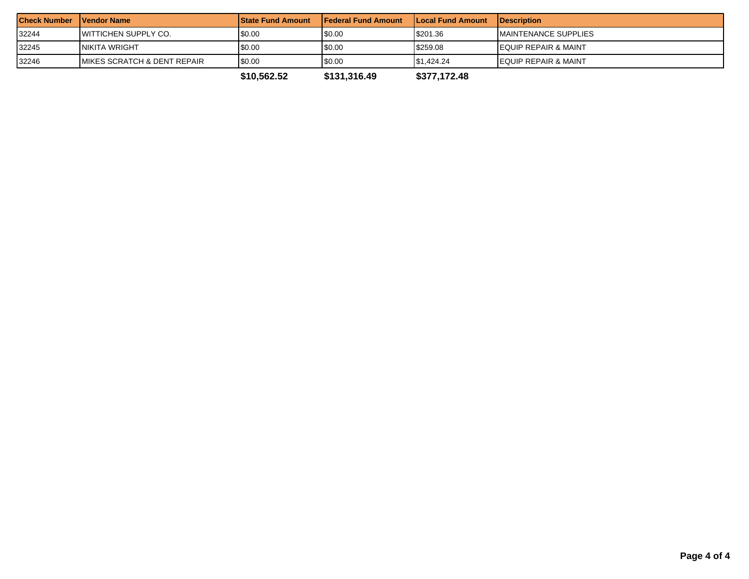| Check Number | Vendor Name | State Fund Amount | Federal Fund Amount | Local Fund Amount | Description |
|---|---|---|---|---|---|
| 32244 | WITTICHEN SUPPLY CO. | $0.00 | $0.00 | $201.36 | MAINTENANCE SUPPLIES |
| 32245 | NIKITA WRIGHT | $0.00 | $0.00 | $259.08 | EQUIP REPAIR & MAINT |
| 32246 | MIKES SCRATCH & DENT REPAIR | $0.00 | $0.00 | $1,424.24 | EQUIP REPAIR & MAINT |
| | | **$10,562.52** | **$131,316.49** | **$377,172.48** | |